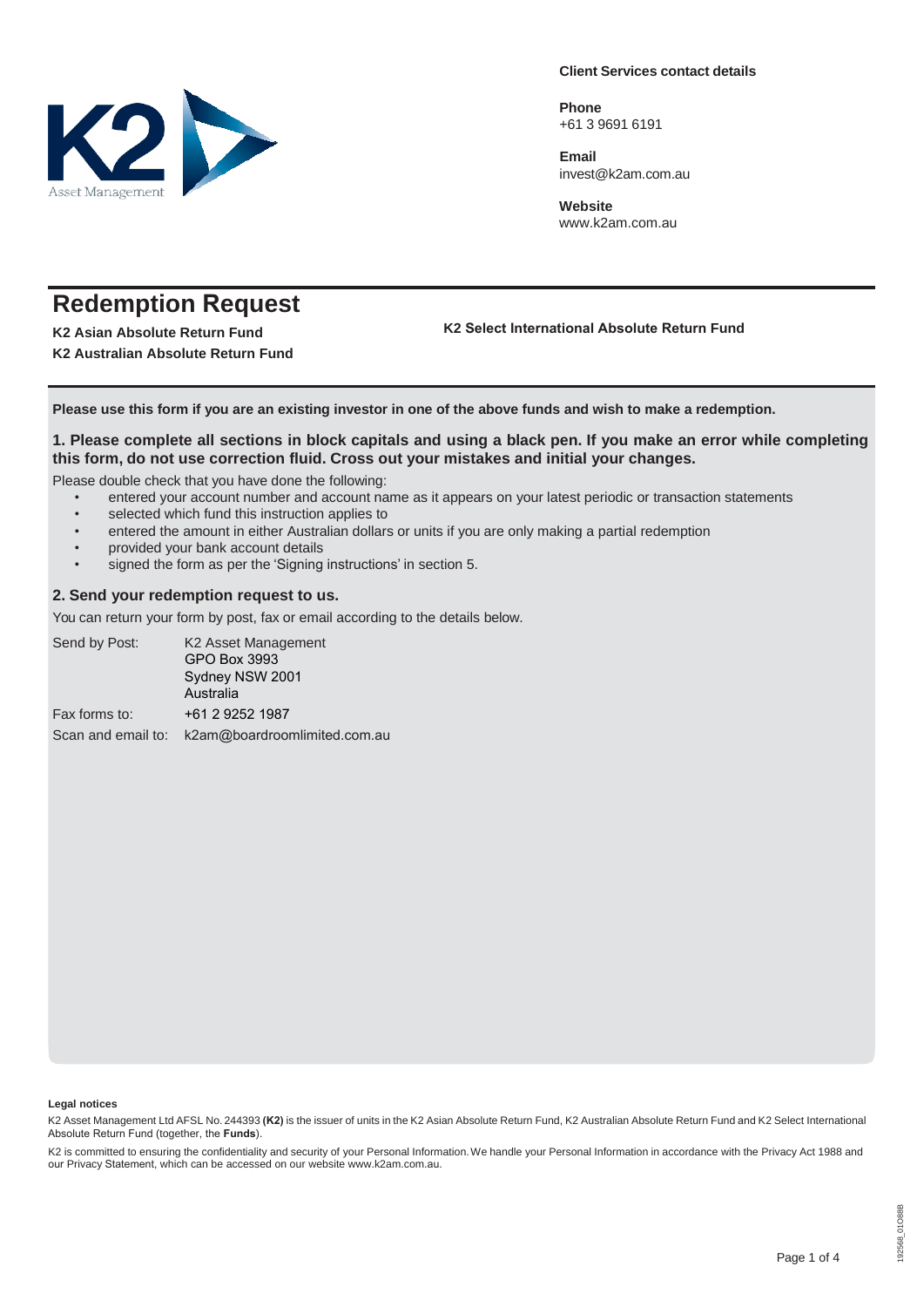**Client Services contact details**

**Phone**
+61 3 9691 6191

**Email**
invest@k2am.com.au

**Website**
www.k2am.com.au

# Redemption Request

**K2 Asian Absolute Return Fund**
**K2 Australian Absolute Return Fund**
**K2 Select International Absolute Return Fund**

**Please use this form if you are an existing investor in one of the above funds and wish to make a redemption.**

### 1. Please complete all sections in block capitals and using a black pen. If you make an error while completing this form, do not use correction fluid. Cross out your mistakes and initial your changes.

Please double check that you have done the following:

- entered your account number and account name as it appears on your latest periodic or transaction statements
- selected which fund this instruction applies to
- entered the amount in either Australian dollars or units if you are only making a partial redemption
- provided your bank account details
- signed the form as per the 'Signing instructions' in section 5.

### 2. Send your redemption request to us.

You can return your form by post, fax or email according to the details below.

Send by Post: K2 Asset Management
GPO Box 3993
Sydney NSW 2001
Australia

Fax forms to: +61 2 9252 1987

Scan and email to: k2am@boardroomlimited.com.au

**Legal notices**

K2 Asset Management Ltd AFSL No. 244393 **(K2)** is the issuer of units in the K2 Asian Absolute Return Fund, K2 Australian Absolute Return Fund and K2 Select International Absolute Return Fund (together, the **Funds**).

K2 is committed to ensuring the confidentiality and security of your Personal Information. We handle your Personal Information in accordance with the Privacy Act 1988 and our Privacy Statement, which can be accessed on our website www.k2am.com.au.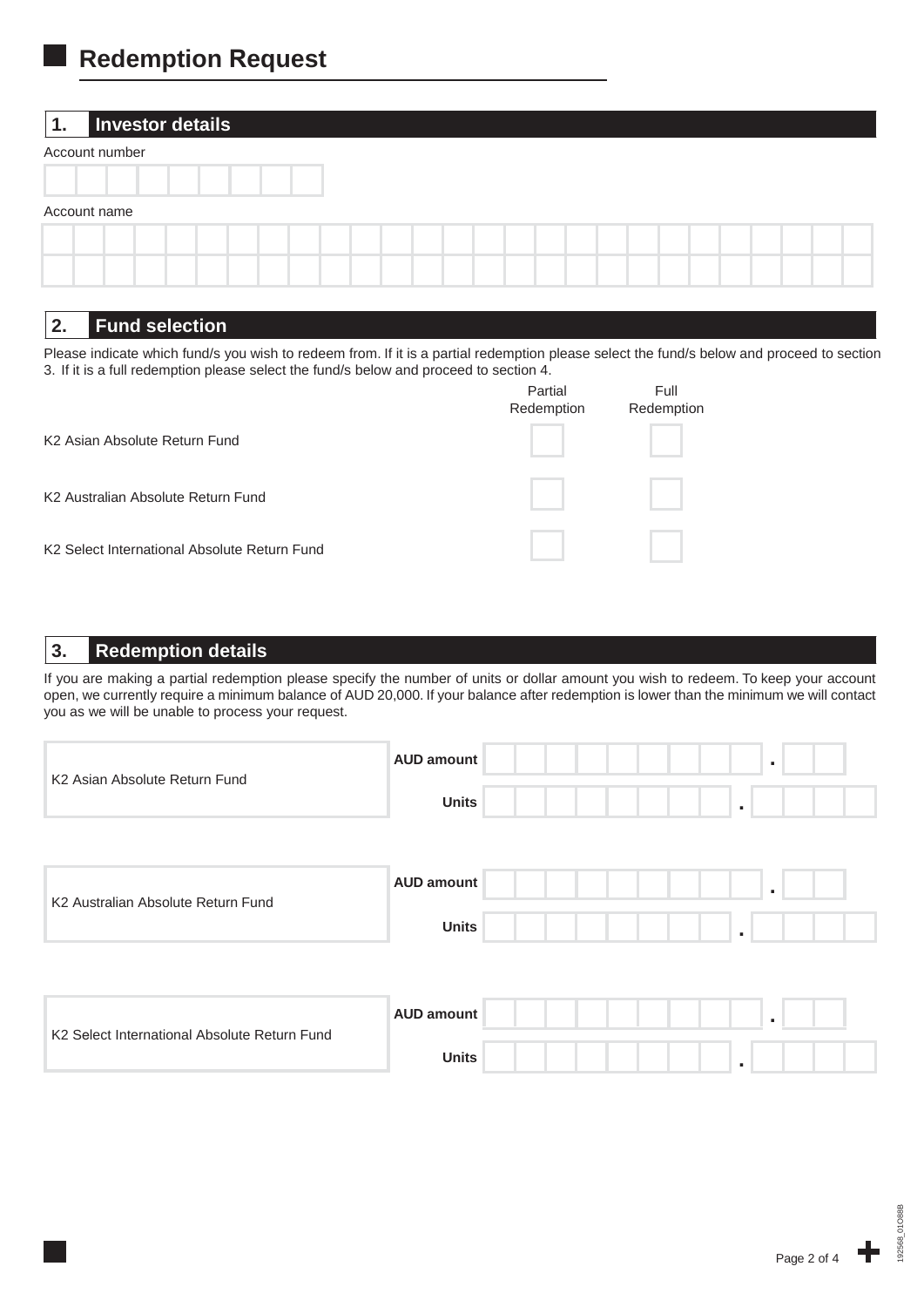# Redemption Request

## 1. Investor details

Account number

Account name

## 2. Fund selection

Please indicate which fund/s you wish to redeem from. If it is a partial redemption please select the fund/s below and proceed to section 3. If it is a full redemption please select the fund/s below and proceed to section 4.

| | Partial Redemption | Full Redemption |
|---|---|---|
| K2 Asian Absolute Return Fund | ☐ | ☐ |
| K2 Australian Absolute Return Fund | ☐ | ☐ |
| K2 Select International Absolute Return Fund | ☐ | ☐ |

## 3. Redemption details

If you are making a partial redemption please specify the number of units or dollar amount you wish to redeem. To keep your account open, we currently require a minimum balance of AUD 20,000. If your balance after redemption is lower than the minimum we will contact you as we will be unable to process your request.

| Fund | | |
|---|---|---|
| K2 Asian Absolute Return Fund | **AUD amount** | . |
| | **Units** | . |
| K2 Australian Absolute Return Fund | **AUD amount** | . |
| | **Units** | . |
| K2 Select International Absolute Return Fund | **AUD amount** | . |
| | **Units** | . |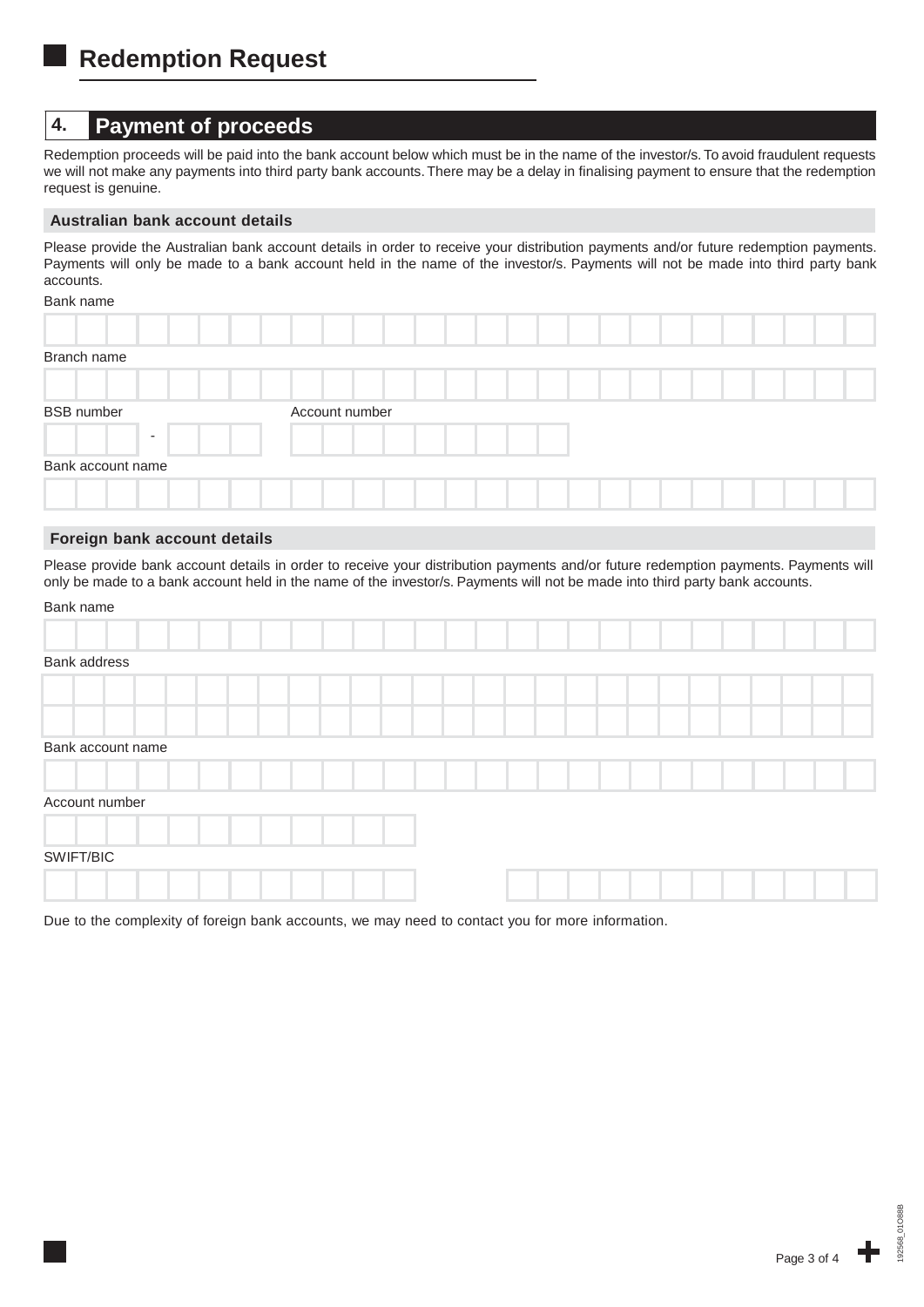# Redemption Request

## 4. Payment of proceeds

Redemption proceeds will be paid into the bank account below which must be in the name of the investor/s. To avoid fraudulent requests we will not make any payments into third party bank accounts. There may be a delay in finalising payment to ensure that the redemption request is genuine.

### Australian bank account details

Please provide the Australian bank account details in order to receive your distribution payments and/or future redemption payments. Payments will only be made to a bank account held in the name of the investor/s. Payments will not be made into third party bank accounts.

Bank name

Branch name

BSB number - 

Account number

Bank account name

### Foreign bank account details

Please provide bank account details in order to receive your distribution payments and/or future redemption payments. Payments will only be made to a bank account held in the name of the investor/s. Payments will not be made into third party bank accounts.

Bank name

Bank address

Bank account name

Account number

SWIFT/BIC

Due to the complexity of foreign bank accounts, we may need to contact you for more information.

192568_01C888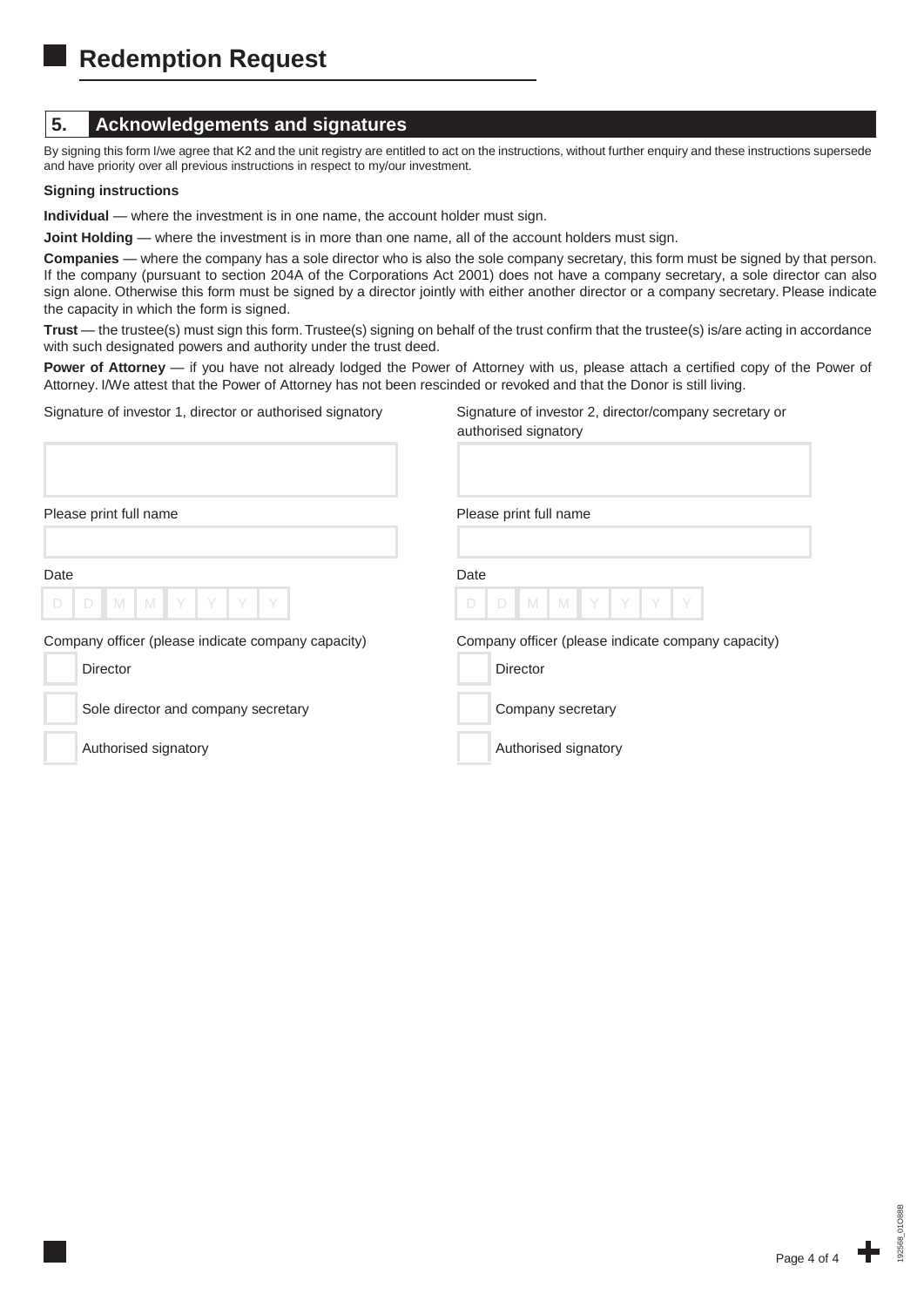# Redemption Request

## 5. Acknowledgements and signatures

By signing this form I/we agree that K2 and the unit registry are entitled to act on the instructions, without further enquiry and these instructions supersede and have priority over all previous instructions in respect to my/our investment.

**Signing instructions**

**Individual** — where the investment is in one name, the account holder must sign.

**Joint Holding** — where the investment is in more than one name, all of the account holders must sign.

**Companies** — where the company has a sole director who is also the sole company secretary, this form must be signed by that person. If the company (pursuant to section 204A of the Corporations Act 2001) does not have a company secretary, a sole director can also sign alone. Otherwise this form must be signed by a director jointly with either another director or a company secretary. Please indicate the capacity in which the form is signed.

**Trust** — the trustee(s) must sign this form. Trustee(s) signing on behalf of the trust confirm that the trustee(s) is/are acting in accordance with such designated powers and authority under the trust deed.

**Power of Attorney** — if you have not already lodged the Power of Attorney with us, please attach a certified copy of the Power of Attorney. I/We attest that the Power of Attorney has not been rescinded or revoked and that the Donor is still living.

Signature of investor 1, director or authorised signatory

Please print full name

Date

D D M M Y Y Y Y

Company officer (please indicate company capacity)

- Director
- Sole director and company secretary
- Authorised signatory

Signature of investor 2, director/company secretary or authorised signatory

Please print full name

Date

D D M M Y Y Y Y

Company officer (please indicate company capacity)

- Director
- Company secretary
- Authorised signatory

192568_01C888